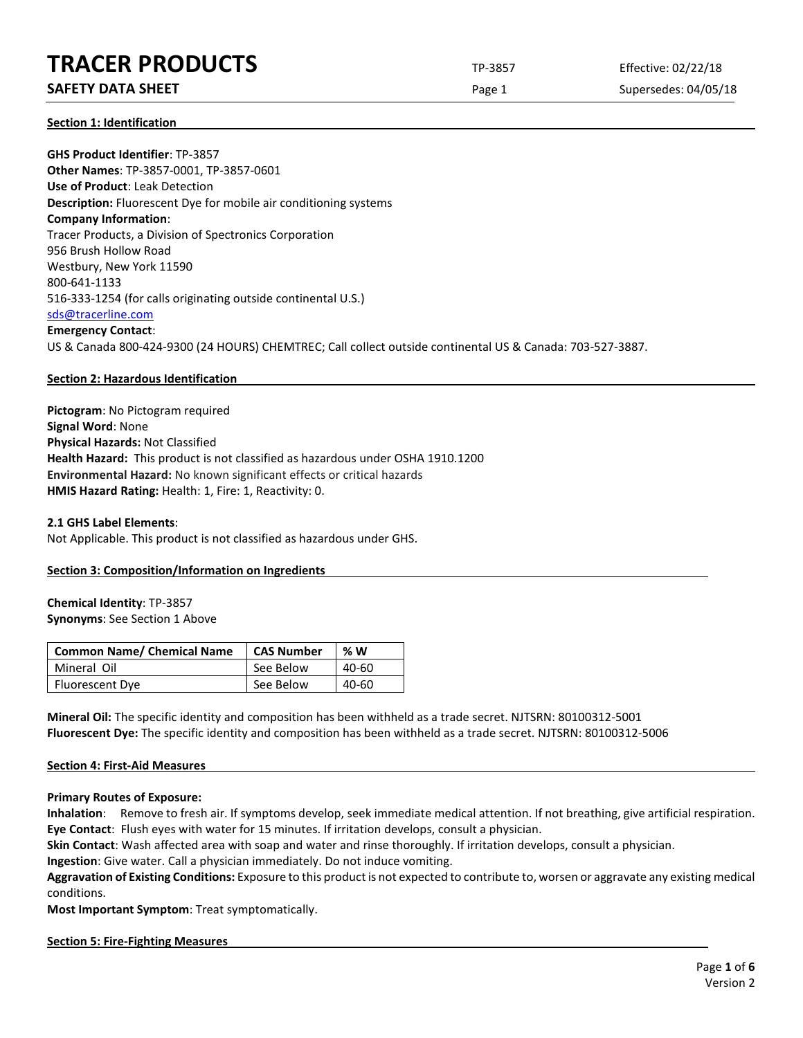# TRACER PRODUCTS

**SAFETY DATA SHEET**

TP-3857 | Effective: 02/22/18 | Supersedes: 04/05/18

## Section 1: Identification

**GHS Product Identifier**: TP-3857
**Other Names**: TP-3857-0001, TP-3857-0601
**Use of Product**: Leak Detection
**Description:** Fluorescent Dye for mobile air conditioning systems
**Company Information**:
Tracer Products, a Division of Spectronics Corporation
956 Brush Hollow Road
Westbury, New York 11590
800-641-1133
516-333-1254 (for calls originating outside continental U.S.)
sds@tracerline.com
**Emergency Contact**:
US & Canada 800-424-9300 (24 HOURS) CHEMTREC; Call collect outside continental US & Canada: 703-527-3887.

## Section 2: Hazardous Identification

**Pictogram**: No Pictogram required
**Signal Word**: None
**Physical Hazards:** Not Classified
**Health Hazard:** This product is not classified as hazardous under OSHA 1910.1200
**Environmental Hazard:** No known significant effects or critical hazards
**HMIS Hazard Rating:** Health: 1, Fire: 1, Reactivity: 0.

**2.1 GHS Label Elements**:
Not Applicable. This product is not classified as hazardous under GHS.

## Section 3: Composition/Information on Ingredients

**Chemical Identity**: TP-3857
**Synonyms**: See Section 1 Above

| Common Name/ Chemical Name | CAS Number | % W |
|---|---|---|
| Mineral Oil | See Below | 40-60 |
| Fluorescent Dye | See Below | 40-60 |

**Mineral Oil:** The specific identity and composition has been withheld as a trade secret. NJTSRN: 80100312-5001
**Fluorescent Dye:** The specific identity and composition has been withheld as a trade secret. NJTSRN: 80100312-5006

## Section 4: First-Aid Measures

**Primary Routes of Exposure:**
**Inhalation**: Remove to fresh air. If symptoms develop, seek immediate medical attention. If not breathing, give artificial respiration.
**Eye Contact**: Flush eyes with water for 15 minutes. If irritation develops, consult a physician.
**Skin Contact**: Wash affected area with soap and water and rinse thoroughly. If irritation develops, consult a physician.
**Ingestion**: Give water. Call a physician immediately. Do not induce vomiting.
**Aggravation of Existing Conditions:** Exposure to this product is not expected to contribute to, worsen or aggravate any existing medical conditions.
**Most Important Symptom**: Treat symptomatically.

## Section 5: Fire-Fighting Measures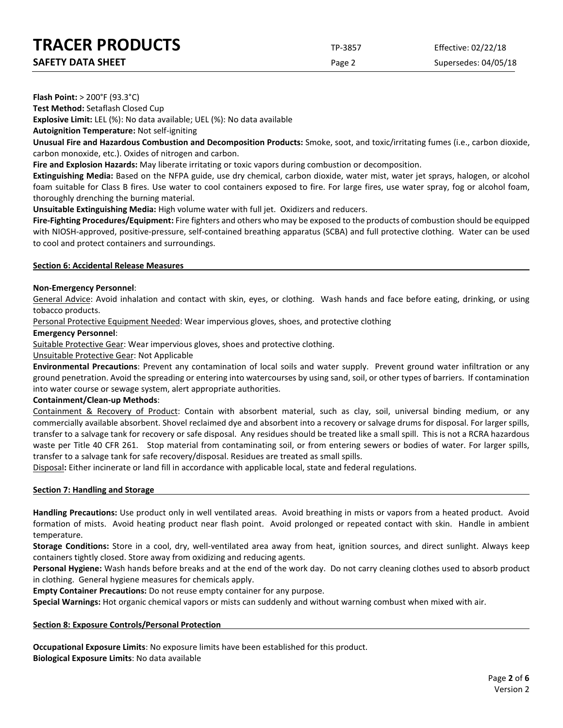**Flash Point:** > 200°F (93.3°C)

**Test Method:** Setaflash Closed Cup

**Explosive Limit:** LEL (%): No data available; UEL (%): No data available

**Autoignition Temperature:** Not self-igniting

**Unusual Fire and Hazardous Combustion and Decomposition Products:** Smoke, soot, and toxic/irritating fumes (i.e., carbon dioxide, carbon monoxide, etc.). Oxides of nitrogen and carbon.

**Fire and Explosion Hazards:** May liberate irritating or toxic vapors during combustion or decomposition.

**Extinguishing Media:** Based on the NFPA guide, use dry chemical, carbon dioxide, water mist, water jet sprays, halogen, or alcohol foam suitable for Class B fires. Use water to cool containers exposed to fire. For large fires, use water spray, fog or alcohol foam, thoroughly drenching the burning material.

**Unsuitable Extinguishing Media:** High volume water with full jet. Oxidizers and reducers.

**Fire-Fighting Procedures/Equipment:** Fire fighters and others who may be exposed to the products of combustion should be equipped with NIOSH-approved, positive-pressure, self-contained breathing apparatus (SCBA) and full protective clothing. Water can be used to cool and protect containers and surroundings.

## Section 6: Accidental Release Measures

**Non-Emergency Personnel**:

General Advice: Avoid inhalation and contact with skin, eyes, or clothing. Wash hands and face before eating, drinking, or using tobacco products.

Personal Protective Equipment Needed: Wear impervious gloves, shoes, and protective clothing

**Emergency Personnel**:

Suitable Protective Gear: Wear impervious gloves, shoes and protective clothing.

Unsuitable Protective Gear: Not Applicable

**Environmental Precautions**: Prevent any contamination of local soils and water supply. Prevent ground water infiltration or any ground penetration. Avoid the spreading or entering into watercourses by using sand, soil, or other types of barriers. If contamination into water course or sewage system, alert appropriate authorities.

**Containment/Clean-up Methods**:

Containment & Recovery of Product: Contain with absorbent material, such as clay, soil, universal binding medium, or any commercially available absorbent. Shovel reclaimed dye and absorbent into a recovery or salvage drums for disposal. For larger spills, transfer to a salvage tank for recovery or safe disposal. Any residues should be treated like a small spill. This is not a RCRA hazardous waste per Title 40 CFR 261. Stop material from contaminating soil, or from entering sewers or bodies of water. For larger spills, transfer to a salvage tank for safe recovery/disposal. Residues are treated as small spills.

Disposal**:** Either incinerate or land fill in accordance with applicable local, state and federal regulations.

## Section 7: Handling and Storage

**Handling Precautions:** Use product only in well ventilated areas. Avoid breathing in mists or vapors from a heated product. Avoid formation of mists. Avoid heating product near flash point. Avoid prolonged or repeated contact with skin. Handle in ambient temperature.

**Storage Conditions:** Store in a cool, dry, well-ventilated area away from heat, ignition sources, and direct sunlight. Always keep containers tightly closed. Store away from oxidizing and reducing agents.

**Personal Hygiene:** Wash hands before breaks and at the end of the work day. Do not carry cleaning clothes used to absorb product in clothing. General hygiene measures for chemicals apply.

**Empty Container Precautions:** Do not reuse empty container for any purpose.

**Special Warnings:** Hot organic chemical vapors or mists can suddenly and without warning combust when mixed with air.

## Section 8: Exposure Controls/Personal Protection

**Occupational Exposure Limits**: No exposure limits have been established for this product.

**Biological Exposure Limits**: No data available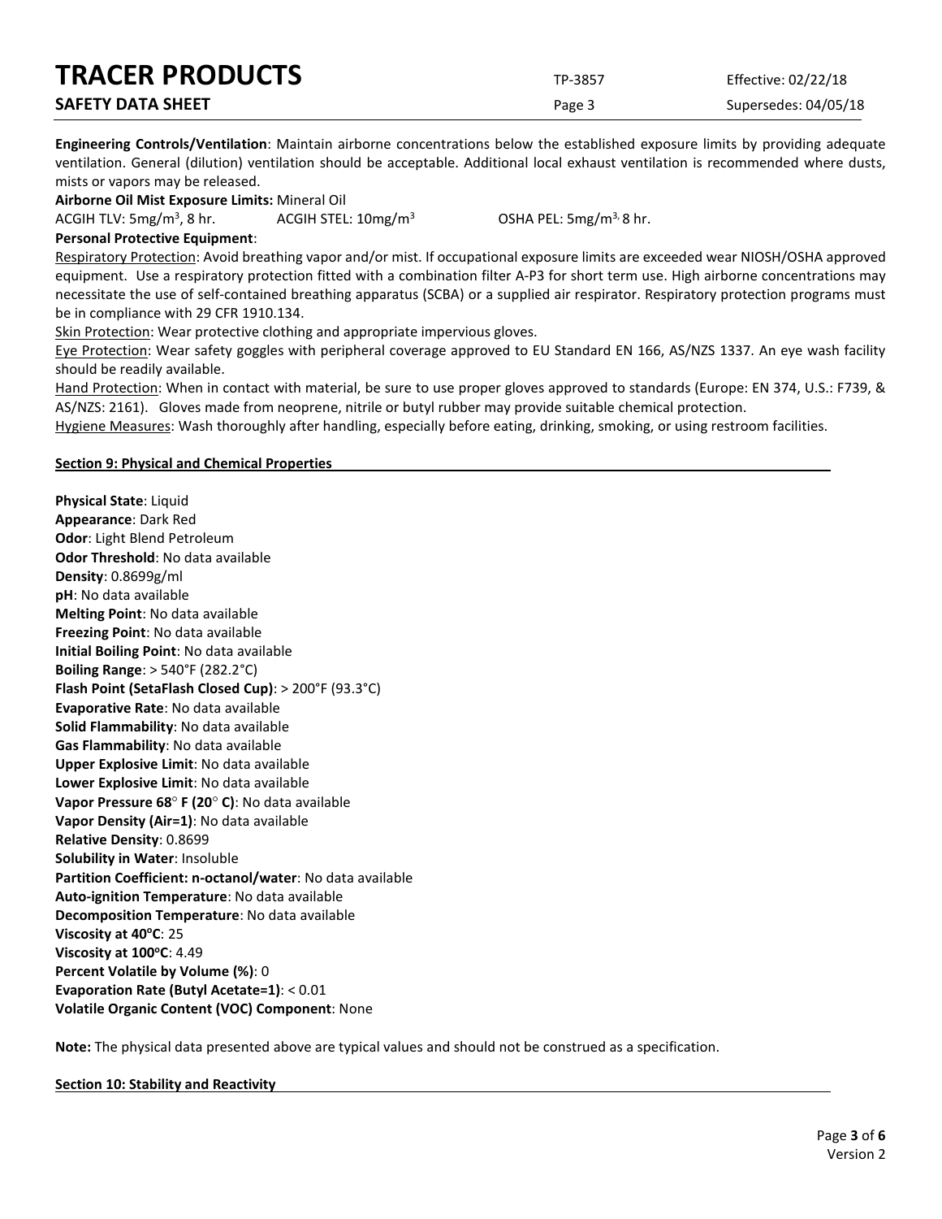**Engineering Controls/Ventilation**: Maintain airborne concentrations below the established exposure limits by providing adequate ventilation. General (dilution) ventilation should be acceptable. Additional local exhaust ventilation is recommended where dusts, mists or vapors may be released.

**Airborne Oil Mist Exposure Limits:** Mineral Oil

ACGIH TLV: 5mg/m$^3$, 8 hr. ACGIH STEL: 10mg/m$^3$ OSHA PEL: 5mg/m$^3$, 8 hr.

**Personal Protective Equipment**:

Respiratory Protection: Avoid breathing vapor and/or mist. If occupational exposure limits are exceeded wear NIOSH/OSHA approved equipment. Use a respiratory protection fitted with a combination filter A-P3 for short term use. High airborne concentrations may necessitate the use of self-contained breathing apparatus (SCBA) or a supplied air respirator. Respiratory protection programs must be in compliance with 29 CFR 1910.134.

Skin Protection: Wear protective clothing and appropriate impervious gloves.

Eye Protection: Wear safety goggles with peripheral coverage approved to EU Standard EN 166, AS/NZS 1337. An eye wash facility should be readily available.

Hand Protection: When in contact with material, be sure to use proper gloves approved to standards (Europe: EN 374, U.S.: F739, & AS/NZS: 2161). Gloves made from neoprene, nitrile or butyl rubber may provide suitable chemical protection.

Hygiene Measures: Wash thoroughly after handling, especially before eating, drinking, smoking, or using restroom facilities.

## Section 9: Physical and Chemical Properties

**Physical State**: Liquid
**Appearance**: Dark Red
**Odor**: Light Blend Petroleum
**Odor Threshold**: No data available
**Density**: 0.8699g/ml
**pH**: No data available
**Melting Point**: No data available
**Freezing Point**: No data available
**Initial Boiling Point**: No data available
**Boiling Range**: > 540°F (282.2°C)
**Flash Point (SetaFlash Closed Cup)**: > 200°F (93.3°C)
**Evaporative Rate**: No data available
**Solid Flammability**: No data available
**Gas Flammability**: No data available
**Upper Explosive Limit**: No data available
**Lower Explosive Limit**: No data available
**Vapor Pressure 68° F (20° C)**: No data available
**Vapor Density (Air=1)**: No data available
**Relative Density**: 0.8699
**Solubility in Water**: Insoluble
**Partition Coefficient: n-octanol/water**: No data available
**Auto-ignition Temperature**: No data available
**Decomposition Temperature**: No data available
**Viscosity at 40°C**: 25
**Viscosity at 100°C**: 4.49
**Percent Volatile by Volume (%)**: 0
**Evaporation Rate (Butyl Acetate=1)**: < 0.01
**Volatile Organic Content (VOC) Component**: None

**Note:** The physical data presented above are typical values and should not be construed as a specification.

## Section 10: Stability and Reactivity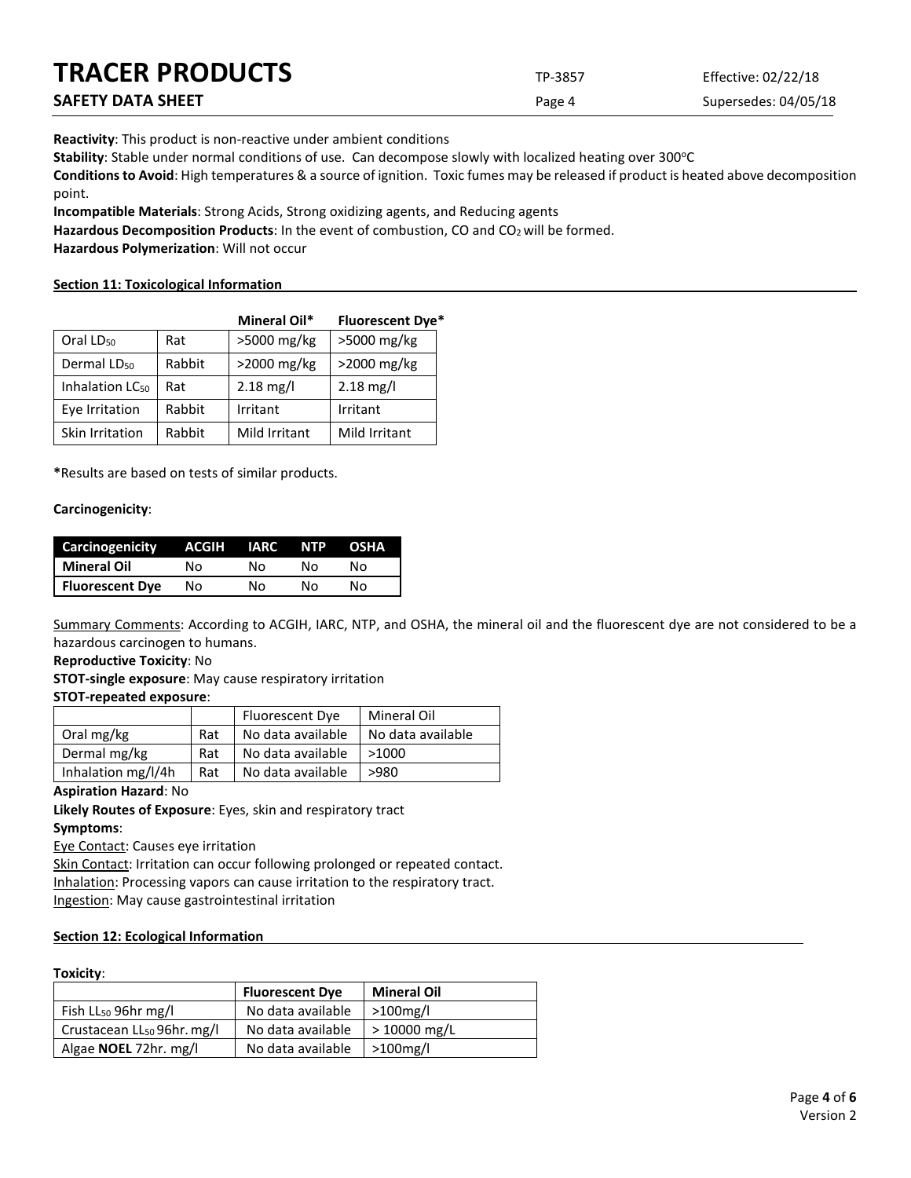**Reactivity**: This product is non-reactive under ambient conditions

**Stability**: Stable under normal conditions of use. Can decompose slowly with localized heating over 300°C

**Conditions to Avoid**: High temperatures & a source of ignition. Toxic fumes may be released if product is heated above decomposition point.

**Incompatible Materials**: Strong Acids, Strong oxidizing agents, and Reducing agents

**Hazardous Decomposition Products**: In the event of combustion, CO and $CO_2$ will be formed.

**Hazardous Polymerization**: Will not occur

## Section 11: Toxicological Information

| | | Mineral Oil* | Fluorescent Dye* |
|---|---|---|---|
| Oral $LD_{50}$ | Rat | >5000 mg/kg | >5000 mg/kg |
| Dermal $LD_{50}$ | Rabbit | >2000 mg/kg | >2000 mg/kg |
| Inhalation $LC_{50}$ | Rat | 2.18 mg/l | 2.18 mg/l |
| Eye Irritation | Rabbit | Irritant | Irritant |
| Skin Irritation | Rabbit | Mild Irritant | Mild Irritant |

***Results are based on tests of similar products.**

**Carcinogenicity**:

| Carcinogenicity | ACGIH | IARC | NTP | OSHA |
|---|---|---|---|---|
| **Mineral Oil** | No | No | No | No |
| **Fluorescent Dye** | No | No | No | No |

Summary Comments: According to ACGIH, IARC, NTP, and OSHA, the mineral oil and the fluorescent dye are not considered to be a hazardous carcinogen to humans.

**Reproductive Toxicity**: No

**STOT-single exposure**: May cause respiratory irritation

**STOT-repeated exposure**:

| | | Fluorescent Dye | Mineral Oil |
|---|---|---|---|
| Oral mg/kg | Rat | No data available | No data available |
| Dermal mg/kg | Rat | No data available | >1000 |
| Inhalation mg/l/4h | Rat | No data available | >980 |

**Aspiration Hazard**: No

**Likely Routes of Exposure**: Eyes, skin and respiratory tract

**Symptoms**:

Eye Contact: Causes eye irritation

Skin Contact: Irritation can occur following prolonged or repeated contact.

Inhalation: Processing vapors can cause irritation to the respiratory tract.

Ingestion: May cause gastrointestinal irritation

## Section 12: Ecological Information

**Toxicity**:

| | Fluorescent Dye | Mineral Oil |
|---|---|---|
| Fish $LL_{50}$ 96hr mg/l | No data available | >100mg/l |
| Crustacean $LL_{50}$ 96hr. mg/l | No data available | > 10000 mg/L |
| Algae **NOEL** 72hr. mg/l | No data available | >100mg/l |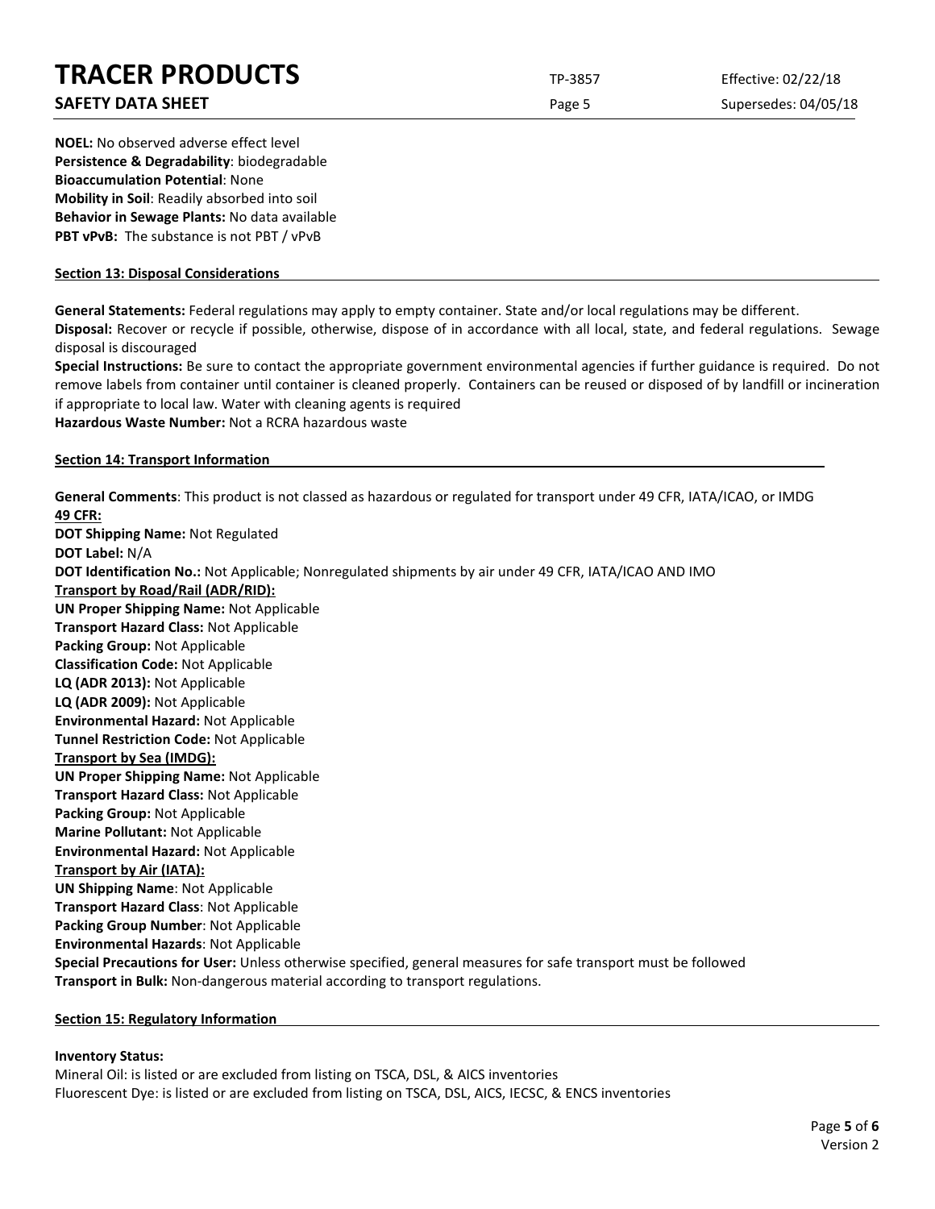**NOEL:** No observed adverse effect level
**Persistence & Degradability**: biodegradable
**Bioaccumulation Potential**: None
**Mobility in Soil**: Readily absorbed into soil
**Behavior in Sewage Plants:** No data available
**PBT vPvB:** The substance is not PBT / vPvB

## Section 13: Disposal Considerations

**General Statements:** Federal regulations may apply to empty container. State and/or local regulations may be different.
**Disposal:** Recover or recycle if possible, otherwise, dispose of in accordance with all local, state, and federal regulations. Sewage disposal is discouraged
**Special Instructions:** Be sure to contact the appropriate government environmental agencies if further guidance is required. Do not remove labels from container until container is cleaned properly. Containers can be reused or disposed of by landfill or incineration if appropriate to local law. Water with cleaning agents is required
**Hazardous Waste Number:** Not a RCRA hazardous waste

## Section 14: Transport Information

**General Comments**: This product is not classed as hazardous or regulated for transport under 49 CFR, IATA/ICAO, or IMDG
**49 CFR:**
**DOT Shipping Name:** Not Regulated
**DOT Label:** N/A
**DOT Identification No.:** Not Applicable; Nonregulated shipments by air under 49 CFR, IATA/ICAO AND IMO
**Transport by Road/Rail (ADR/RID):**
**UN Proper Shipping Name:** Not Applicable
**Transport Hazard Class:** Not Applicable
**Packing Group:** Not Applicable
**Classification Code:** Not Applicable
**LQ (ADR 2013):** Not Applicable
**LQ (ADR 2009):** Not Applicable
**Environmental Hazard:** Not Applicable
**Tunnel Restriction Code:** Not Applicable
**Transport by Sea (IMDG):**
**UN Proper Shipping Name:** Not Applicable
**Transport Hazard Class:** Not Applicable
**Packing Group:** Not Applicable
**Marine Pollutant:** Not Applicable
**Environmental Hazard:** Not Applicable
**Transport by Air (IATA):**
**UN Shipping Name**: Not Applicable
**Transport Hazard Class**: Not Applicable
**Packing Group Number**: Not Applicable
**Environmental Hazards**: Not Applicable
**Special Precautions for User:** Unless otherwise specified, general measures for safe transport must be followed
**Transport in Bulk:** Non-dangerous material according to transport regulations.

## Section 15: Regulatory Information

**Inventory Status:**
Mineral Oil: is listed or are excluded from listing on TSCA, DSL, & AICS inventories
Fluorescent Dye: is listed or are excluded from listing on TSCA, DSL, AICS, IECSC, & ENCS inventories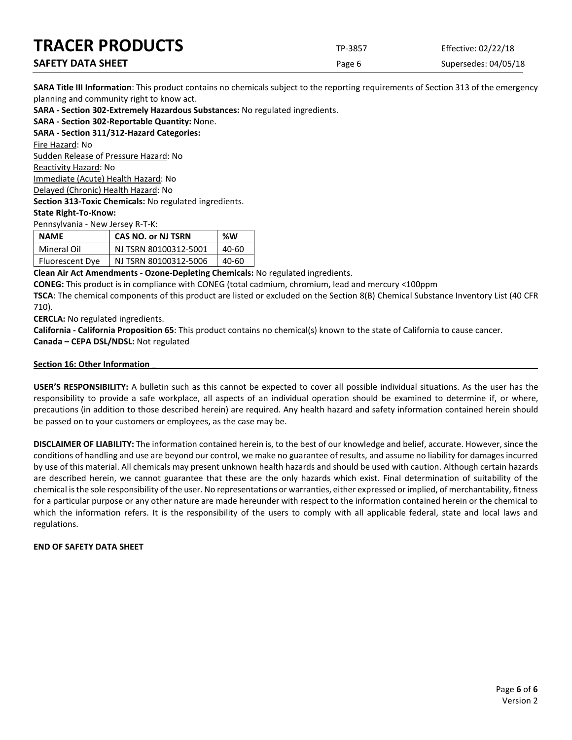**SARA Title III Information**: This product contains no chemicals subject to the reporting requirements of Section 313 of the emergency planning and community right to know act.

**SARA - Section 302-Extremely Hazardous Substances:** No regulated ingredients.

**SARA - Section 302-Reportable Quantity:** None.

**SARA - Section 311/312-Hazard Categories:**

Fire Hazard: No

Sudden Release of Pressure Hazard: No

Reactivity Hazard: No

Immediate (Acute) Health Hazard: No

Delayed (Chronic) Health Hazard: No

**Section 313-Toxic Chemicals:** No regulated ingredients.

**State Right-To-Know:**

Pennsylvania - New Jersey R-T-K:

| NAME | CAS NO. or NJ TSRN | %W |
|---|---|---|
| Mineral Oil | NJ TSRN 80100312-5001 | 40-60 |
| Fluorescent Dye | NJ TSRN 80100312-5006 | 40-60 |

**Clean Air Act Amendments - Ozone-Depleting Chemicals:** No regulated ingredients.

**CONEG:** This product is in compliance with CONEG (total cadmium, chromium, lead and mercury <100ppm

**TSCA**: The chemical components of this product are listed or excluded on the Section 8(B) Chemical Substance Inventory List (40 CFR 710).

**CERCLA:** No regulated ingredients.

**California - California Proposition 65**: This product contains no chemical(s) known to the state of California to cause cancer.

**Canada – CEPA DSL/NDSL:** Not regulated

## Section 16: Other Information

**USER'S RESPONSIBILITY:** A bulletin such as this cannot be expected to cover all possible individual situations. As the user has the responsibility to provide a safe workplace, all aspects of an individual operation should be examined to determine if, or where, precautions (in addition to those described herein) are required. Any health hazard and safety information contained herein should be passed on to your customers or employees, as the case may be.

**DISCLAIMER OF LIABILITY:** The information contained herein is, to the best of our knowledge and belief, accurate. However, since the conditions of handling and use are beyond our control, we make no guarantee of results, and assume no liability for damages incurred by use of this material. All chemicals may present unknown health hazards and should be used with caution. Although certain hazards are described herein, we cannot guarantee that these are the only hazards which exist. Final determination of suitability of the chemical is the sole responsibility of the user. No representations or warranties, either expressed or implied, of merchantability, fitness for a particular purpose or any other nature are made hereunder with respect to the information contained herein or the chemical to which the information refers. It is the responsibility of the users to comply with all applicable federal, state and local laws and regulations.

**END OF SAFETY DATA SHEET**